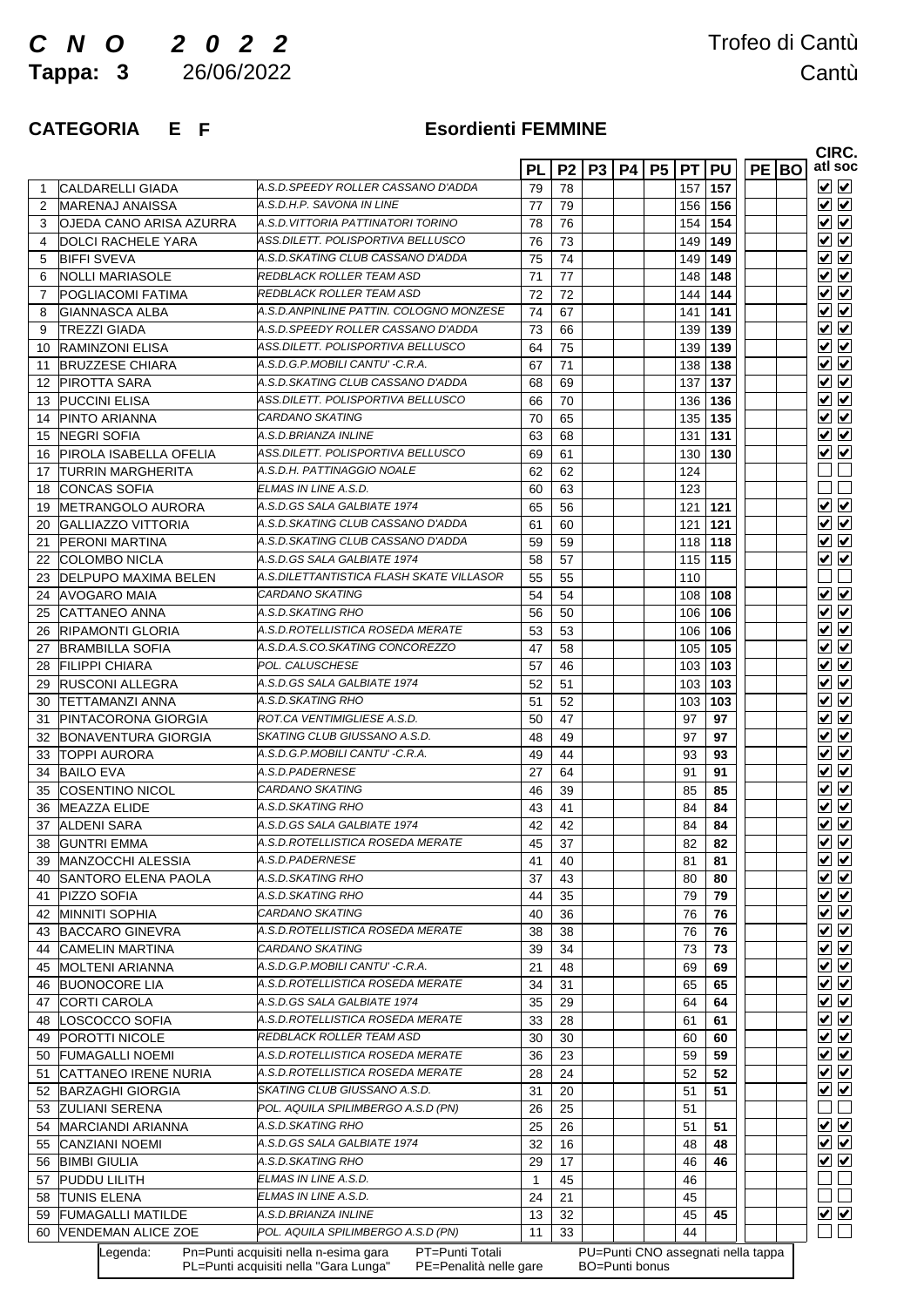# *C N O 2 0 2 2*

**Tappa: 3** 26/06/2022

Trofeo di Cantù

Cantù

**CATEGORIA E F** **Esordienti FEMMINE**

| | | | PL | P2 | P3 | P4 | P5 | PT | PU | PE | BO | CIRC. atl | CIRC. soc |
|---|---|---|---|---|---|---|---|---|---|---|---|---|---|
| 1 | CALDARELLI GIADA | *A.S.D.SPEEDY ROLLER CASSANO D'ADDA* | 79 | 78 | | | | 157 | **157** | | | ☑ | ☑ |
| 2 | MARENAJ ANAISSA | *A.S.D.H.P. SAVONA IN LINE* | 77 | 79 | | | | 156 | **156** | | | ☑ | ☑ |
| 3 | OJEDA CANO ARISA AZURRA | *A.S.D.VITTORIA PATTINATORI TORINO* | 78 | 76 | | | | 154 | **154** | | | ☑ | ☑ |
| 4 | DOLCI RACHELE YARA | *ASS.DILETT. POLISPORTIVA BELLUSCO* | 76 | 73 | | | | 149 | **149** | | | ☑ | ☑ |
| 5 | BIFFI SVEVA | *A.S.D.SKATING CLUB CASSANO D'ADDA* | 75 | 74 | | | | 149 | **149** | | | ☑ | ☑ |
| 6 | NOLLI MARIASOLE | *REDBLACK ROLLER TEAM ASD* | 71 | 77 | | | | 148 | **148** | | | ☑ | ☑ |
| 7 | POGLIACOMI FATIMA | *REDBLACK ROLLER TEAM ASD* | 72 | 72 | | | | 144 | **144** | | | ☑ | ☑ |
| 8 | GIANNASCA ALBA | *A.S.D.ANPINLINE PATTIN. COLOGNO MONZESE* | 74 | 67 | | | | 141 | **141** | | | ☑ | ☑ |
| 9 | TREZZI GIADA | *A.S.D.SPEEDY ROLLER CASSANO D'ADDA* | 73 | 66 | | | | 139 | **139** | | | ☑ | ☑ |
| 10 | RAMINZONI ELISA | *ASS.DILETT. POLISPORTIVA BELLUSCO* | 64 | 75 | | | | 139 | **139** | | | ☑ | ☑ |
| 11 | BRUZZESE CHIARA | *A.S.D.G.P.MOBILI CANTU' -C.R.A.* | 67 | 71 | | | | 138 | **138** | | | ☑ | ☑ |
| 12 | PIROTTA SARA | *A.S.D.SKATING CLUB CASSANO D'ADDA* | 68 | 69 | | | | 137 | **137** | | | ☑ | ☑ |
| 13 | PUCCINI ELISA | *ASS.DILETT. POLISPORTIVA BELLUSCO* | 66 | 70 | | | | 136 | **136** | | | ☑ | ☑ |
| 14 | PINTO ARIANNA | *CARDANO SKATING* | 70 | 65 | | | | 135 | **135** | | | ☑ | ☑ |
| 15 | NEGRI SOFIA | *A.S.D.BRIANZA INLINE* | 63 | 68 | | | | 131 | **131** | | | ☑ | ☑ |
| 16 | PIROLA ISABELLA OFELIA | *ASS.DILETT. POLISPORTIVA BELLUSCO* | 69 | 61 | | | | 130 | **130** | | | ☑ | ☑ |
| 17 | TURRIN MARGHERITA | *A.S.D.H. PATTINAGGIO NOALE* | 62 | 62 | | | | 124 | | | | ☐ | ☐ |
| 18 | CONCAS SOFIA | *ELMAS IN LINE A.S.D.* | 60 | 63 | | | | 123 | | | | ☐ | ☐ |
| 19 | METRANGOLO AURORA | *A.S.D.GS SALA GALBIATE 1974* | 65 | 56 | | | | 121 | **121** | | | ☑ | ☑ |
| 20 | GALLIAZZO VITTORIA | *A.S.D.SKATING CLUB CASSANO D'ADDA* | 61 | 60 | | | | 121 | **121** | | | ☑ | ☑ |
| 21 | PERONI MARTINA | *A.S.D.SKATING CLUB CASSANO D'ADDA* | 59 | 59 | | | | 118 | **118** | | | ☑ | ☑ |
| 22 | COLOMBO NICLA | *A.S.D.GS SALA GALBIATE 1974* | 58 | 57 | | | | 115 | **115** | | | ☑ | ☑ |
| 23 | DELPUPO MAXIMA BELEN | *A.S.DILETTANTISTICA FLASH SKATE VILLASOR* | 55 | 55 | | | | 110 | | | | ☐ | ☐ |
| 24 | AVOGARO MAIA | *CARDANO SKATING* | 54 | 54 | | | | 108 | **108** | | | ☑ | ☑ |
| 25 | CATTANEO ANNA | *A.S.D.SKATING RHO* | 56 | 50 | | | | 106 | **106** | | | ☑ | ☑ |
| 26 | RIPAMONTI GLORIA | *A.S.D.ROTELLISTICA ROSEDA MERATE* | 53 | 53 | | | | 106 | **106** | | | ☑ | ☑ |
| 27 | BRAMBILLA SOFIA | *A.S.D.A.S.CO.SKATING CONCOREZZO* | 47 | 58 | | | | 105 | **105** | | | ☑ | ☑ |
| 28 | FILIPPI CHIARA | *POL. CALUSCHESE* | 57 | 46 | | | | 103 | **103** | | | ☑ | ☑ |
| 29 | RUSCONI ALLEGRA | *A.S.D.GS SALA GALBIATE 1974* | 52 | 51 | | | | 103 | **103** | | | ☑ | ☑ |
| 30 | TETTAMANZI ANNA | *A.S.D.SKATING RHO* | 51 | 52 | | | | 103 | **103** | | | ☑ | ☑ |
| 31 | PINTACORONA GIORGIA | *ROT.CA VENTIMIGLIESE A.S.D.* | 50 | 47 | | | | 97 | **97** | | | ☑ | ☑ |
| 32 | BONAVENTURA GIORGIA | *SKATING CLUB GIUSSANO A.S.D.* | 48 | 49 | | | | 97 | **97** | | | ☑ | ☑ |
| 33 | TOPPI AURORA | *A.S.D.G.P.MOBILI CANTU' -C.R.A.* | 49 | 44 | | | | 93 | **93** | | | ☑ | ☑ |
| 34 | BAILO EVA | *A.S.D.PADERNESE* | 27 | 64 | | | | 91 | **91** | | | ☑ | ☑ |
| 35 | COSENTINO NICOL | *CARDANO SKATING* | 46 | 39 | | | | 85 | **85** | | | ☑ | ☑ |
| 36 | MEAZZA ELIDE | *A.S.D.SKATING RHO* | 43 | 41 | | | | 84 | **84** | | | ☑ | ☑ |
| 37 | ALDENI SARA | *A.S.D.GS SALA GALBIATE 1974* | 42 | 42 | | | | 84 | **84** | | | ☑ | ☑ |
| 38 | GUNTRI EMMA | *A.S.D.ROTELLISTICA ROSEDA MERATE* | 45 | 37 | | | | 82 | **82** | | | ☑ | ☑ |
| 39 | MANZOCCHI ALESSIA | *A.S.D.PADERNESE* | 41 | 40 | | | | 81 | **81** | | | ☑ | ☑ |
| 40 | SANTORO ELENA PAOLA | *A.S.D.SKATING RHO* | 37 | 43 | | | | 80 | **80** | | | ☑ | ☑ |
| 41 | PIZZO SOFIA | *A.S.D.SKATING RHO* | 44 | 35 | | | | 79 | **79** | | | ☑ | ☑ |
| 42 | MINNITI SOPHIA | *CARDANO SKATING* | 40 | 36 | | | | 76 | **76** | | | ☑ | ☑ |
| 43 | BACCARO GINEVRA | *A.S.D.ROTELLISTICA ROSEDA MERATE* | 38 | 38 | | | | 76 | **76** | | | ☑ | ☑ |
| 44 | CAMELIN MARTINA | *CARDANO SKATING* | 39 | 34 | | | | 73 | **73** | | | ☑ | ☑ |
| 45 | MOLTENI ARIANNA | *A.S.D.G.P.MOBILI CANTU' -C.R.A.* | 21 | 48 | | | | 69 | **69** | | | ☑ | ☑ |
| 46 | BUONOCORE LIA | *A.S.D.ROTELLISTICA ROSEDA MERATE* | 34 | 31 | | | | 65 | **65** | | | ☑ | ☑ |
| 47 | CORTI CAROLA | *A.S.D.GS SALA GALBIATE 1974* | 35 | 29 | | | | 64 | **64** | | | ☑ | ☑ |
| 48 | LOSCOCCO SOFIA | *A.S.D.ROTELLISTICA ROSEDA MERATE* | 33 | 28 | | | | 61 | **61** | | | ☑ | ☑ |
| 49 | POROTTI NICOLE | *REDBLACK ROLLER TEAM ASD* | 30 | 30 | | | | 60 | **60** | | | ☑ | ☑ |
| 50 | FUMAGALLI NOEMI | *A.S.D.ROTELLISTICA ROSEDA MERATE* | 36 | 23 | | | | 59 | **59** | | | ☑ | ☑ |
| 51 | CATTANEO IRENE NURIA | *A.S.D.ROTELLISTICA ROSEDA MERATE* | 28 | 24 | | | | 52 | **52** | | | ☑ | ☑ |
| 52 | BARZAGHI GIORGIA | *SKATING CLUB GIUSSANO A.S.D.* | 31 | 20 | | | | 51 | **51** | | | ☑ | ☑ |
| 53 | ZULIANI SERENA | *POL. AQUILA SPILIMBERGO A.S.D (PN)* | 26 | 25 | | | | 51 | | | | ☐ | ☐ |
| 54 | MARCIANDI ARIANNA | *A.S.D.SKATING RHO* | 25 | 26 | | | | 51 | **51** | | | ☑ | ☑ |
| 55 | CANZIANI NOEMI | *A.S.D.GS SALA GALBIATE 1974* | 32 | 16 | | | | 48 | **48** | | | ☑ | ☑ |
| 56 | BIMBI GIULIA | *A.S.D.SKATING RHO* | 29 | 17 | | | | 46 | **46** | | | ☑ | ☑ |
| 57 | PUDDU LILITH | *ELMAS IN LINE A.S.D.* | 1 | 45 | | | | 46 | | | | ☐ | ☐ |
| 58 | TUNIS ELENA | *ELMAS IN LINE A.S.D.* | 24 | 21 | | | | 45 | | | | ☐ | ☐ |
| 59 | FUMAGALLI MATILDE | *A.S.D.BRIANZA INLINE* | 13 | 32 | | | | 45 | **45** | | | ☑ | ☑ |
| 60 | VENDEMAN ALICE ZOE | *POL. AQUILA SPILIMBERGO A.S.D (PN)* | 11 | 33 | | | | 44 | | | | ☐ | ☐ |

Legenda: Pn=Punti acquisiti nella n-esima gara; PL=Punti acquisiti nella "Gara Lunga"; PT=Punti Totali; PE=Penalità nelle gare; PU=Punti CNO assegnati nella tappa; BO=Punti bonus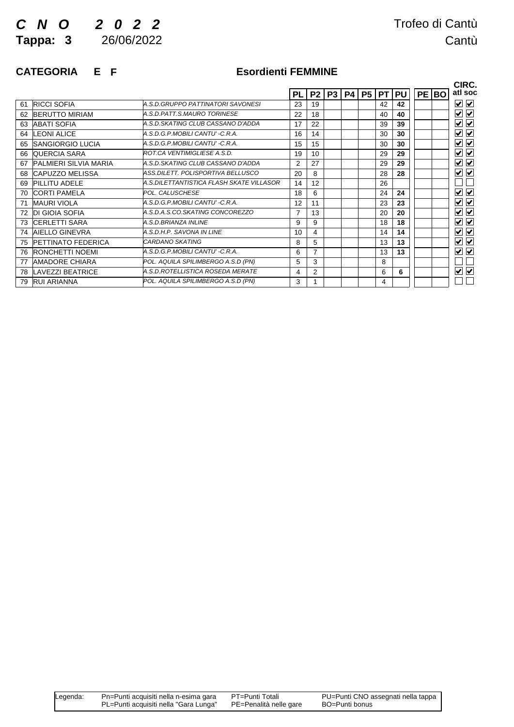**C N O 2 0 2 2**

**Tappa: 3** 26/06/2022

Trofeo di Cantù

Cantù

**CATEGORIA E F** **Esordienti FEMMINE**

| | | | PL | P2 | P3 | P4 | P5 | PT | PU | PE | BO | CIRC. atl | CIRC. soc |
|---|---|---|---|---|---|---|---|---|---|---|---|---|---|
| 61 | RICCI SOFIA | *A.S.D.GRUPPO PATTINATORI SAVONESI* | 23 | 19 | | | | 42 | **42** | | | ☑ | ☑ |
| 62 | BERUTTO MIRIAM | *A.S.D.PATT.S.MAURO TORINESE* | 22 | 18 | | | | 40 | **40** | | | ☑ | ☑ |
| 63 | ABATI SOFIA | *A.S.D.SKATING CLUB CASSANO D'ADDA* | 17 | 22 | | | | 39 | **39** | | | ☑ | ☑ |
| 64 | LEONI ALICE | *A.S.D.G.P.MOBILI CANTU' -C.R.A.* | 16 | 14 | | | | 30 | **30** | | | ☑ | ☑ |
| 65 | SANGIORGIO LUCIA | *A.S.D.G.P.MOBILI CANTU' -C.R.A.* | 15 | 15 | | | | 30 | **30** | | | ☑ | ☑ |
| 66 | QUERCIA SARA | *ROT.CA VENTIMIGLIESE A.S.D.* | 19 | 10 | | | | 29 | **29** | | | ☑ | ☑ |
| 67 | PALMIERI SILVIA MARIA | *A.S.D.SKATING CLUB CASSANO D'ADDA* | 2 | 27 | | | | 29 | **29** | | | ☑ | ☑ |
| 68 | CAPUZZO MELISSA | *ASS.DILETT. POLISPORTIVA BELLUSCO* | 20 | 8 | | | | 28 | **28** | | | ☑ | ☑ |
| 69 | PILLITU ADELE | *A.S.DILETTANTISTICA FLASH SKATE VILLASOR* | 14 | 12 | | | | 26 | | | | ☐ | ☐ |
| 70 | CORTI PAMELA | *POL. CALUSCHESE* | 18 | 6 | | | | 24 | **24** | | | ☑ | ☑ |
| 71 | MAURI VIOLA | *A.S.D.G.P.MOBILI CANTU' -C.R.A.* | 12 | 11 | | | | 23 | **23** | | | ☑ | ☑ |
| 72 | DI GIOIA SOFIA | *A.S.D.A.S.CO.SKATING CONCOREZZO* | 7 | 13 | | | | 20 | **20** | | | ☑ | ☑ |
| 73 | CERLETTI SARA | *A.S.D.BRIANZA INLINE* | 9 | 9 | | | | 18 | **18** | | | ☑ | ☑ |
| 74 | AIELLO GINEVRA | *A.S.D.H.P. SAVONA IN LINE* | 10 | 4 | | | | 14 | **14** | | | ☑ | ☑ |
| 75 | PETTINATO FEDERICA | *CARDANO SKATING* | 8 | 5 | | | | 13 | **13** | | | ☑ | ☑ |
| 76 | RONCHETTI NOEMI | *A.S.D.G.P.MOBILI CANTU' -C.R.A.* | 6 | 7 | | | | 13 | **13** | | | ☑ | ☑ |
| 77 | AMADORE CHIARA | *POL. AQUILA SPILIMBERGO A.S.D (PN)* | 5 | 3 | | | | 8 | | | | ☐ | ☐ |
| 78 | LAVEZZI BEATRICE | *A.S.D.ROTELLISTICA ROSEDA MERATE* | 4 | 2 | | | | 6 | **6** | | | ☑ | ☑ |
| 79 | RUI ARIANNA | *POL. AQUILA SPILIMBERGO A.S.D (PN)* | 3 | 1 | | | | 4 | | | | ☐ | ☐ |

Legenda: Pn=Punti acquisiti nella n-esima gara; PL=Punti acquisiti nella "Gara Lunga"; PT=Punti Totali; PE=Penalità nelle gare; PU=Punti CNO assegnati nella tappa; BO=Punti bonus